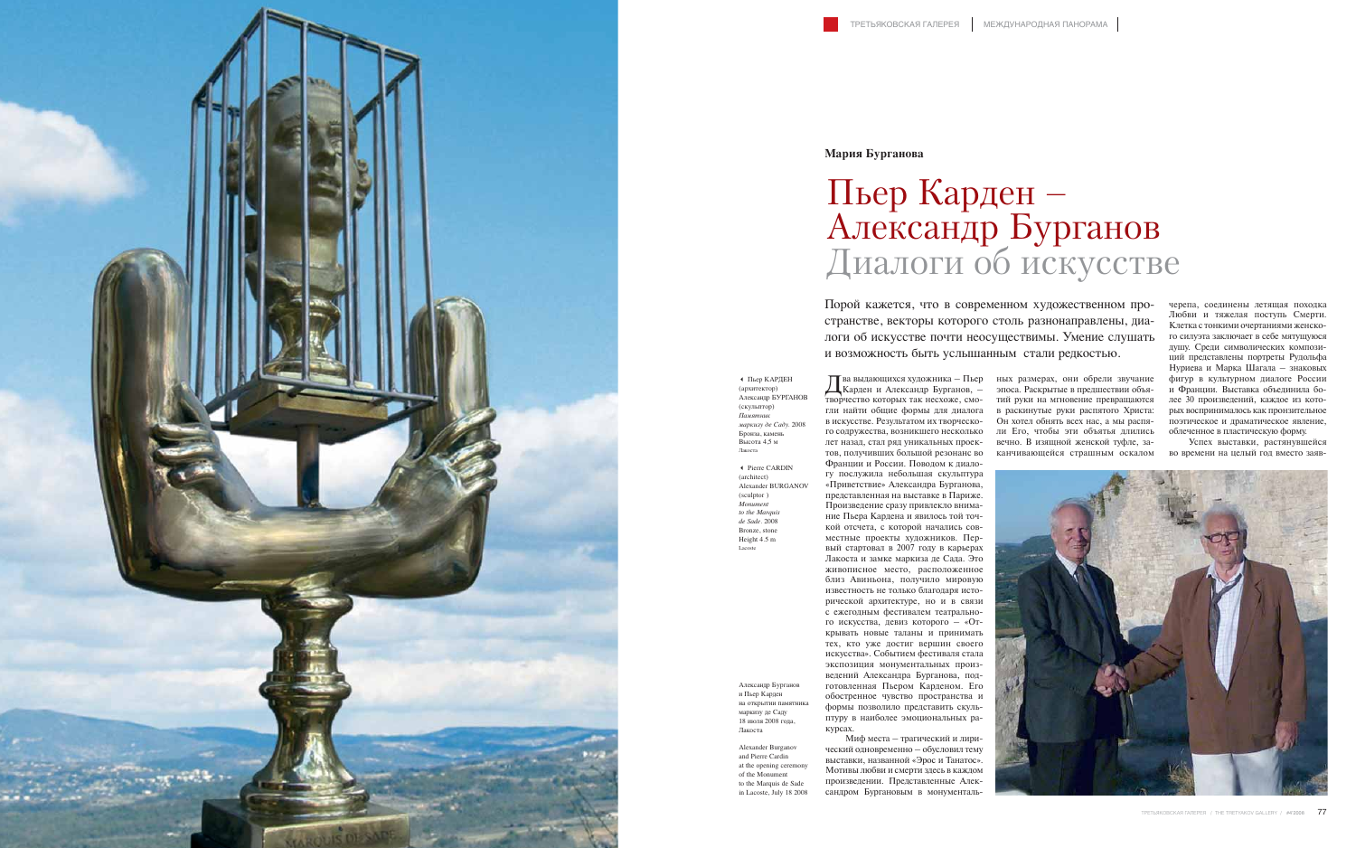**Мария Бурганова**

# Пьер Карден – Александр Бурганов
## Диалоги об искусстве

Порой кажется, что в современном художественном пространстве, векторы которого столь разнонаправлены, диалоги об искусстве почти неосуществимы. Умение слушать и возможность быть услышанным стали редкостью.

◂ Пьер КАРДЕН (архитектор)
Александр БУРГАНОВ (скульптор)
*Памятник маркизу де Саду.* 2008
Бронза, камень
Высота 4,5 м
Лакоста

◂ Pierre CARDIN (architect)
Alexander BURGANOV (sculptor)
*Monument to the Marquis de Sade.* 2008
Bronze, stone
Height 4.5 m
Lacoste

Два выдающихся художника – Пьер Карден и Александр Бурганов, – творчество которых так несхоже, смогли найти общие формы для диалога в искусстве. Результатом их творческого содружества, возникшего несколько лет назад, стал ряд уникальных проектов, получивших большой резонанс во Франции и России. Поводом к диалогу послужила небольшая скульптура «Приветствие» Александра Бурганова, представленная на выставке в Париже. Произведение сразу привлекло внимание Пьера Кардена и явилось той точкой отсчета, с которой начались совместные проекты художников. Первый стартовал в 2007 году в карьерах Лакоста и замке маркиза де Сада. Это живописное место, расположенное близ Авиньона, получило мировую известность не только благодаря исторической архитектуре, но и в связи с ежегодным фестивалем театрального искусства, девиз которого – «Открывать новые таланты и принимать тех, кто уже достиг вершин своего искусства». Событием фестиваля стала экспозиция монументальных произведений Александра Бурганова, подготовленная Пьером Карденом. Его обостренное чувство пространства и формы позволило представить скульптуру в наиболее эмоциональных ракурсах.

Миф места – трагический и лирический одновременно – обусловил тему выставки, названной «Эрос и Танатос». Мотивы любви и смерти здесь в каждом произведении. Представленные Александром Бургановым в монументальных размерах, они обрели звучание эпоса. Раскрытые в предшествии объятий руки на мгновение превращаются в раскинутые руки распятого Христа: Он хотел обнять всех нас, а мы распяли Его, чтобы эти объятья длились вечно. В изящной женской туфле, заканчивающейся страшным оскалом черепа, соединены летящая походка Любви и тяжелая поступь Смерти. Клетка с тонкими очертаниями женского силуэта заключает в себе мятущуюся душу. Среди символических композиций представлены портреты Рудольфа Нуриева и Марка Шагала – знаковых фигур в культурном диалоге России и Франции. Выставка объединила более 30 произведений, каждое из которых воспринималось как пронзительное поэтическое и драматическое явление, облеченное в пластическую форму.

Успех выставки, растянувшейся во времени на целый год вместо заяв-

Александр Бурганов и Пьер Карден на открытии памятника маркизу де Саду 18 июля 2008 года, Лакоста

Alexander Burganov and Pierre Cardin at the opening ceremony of the Monument to the Marquis de Sade in Lacoste, July 18 2008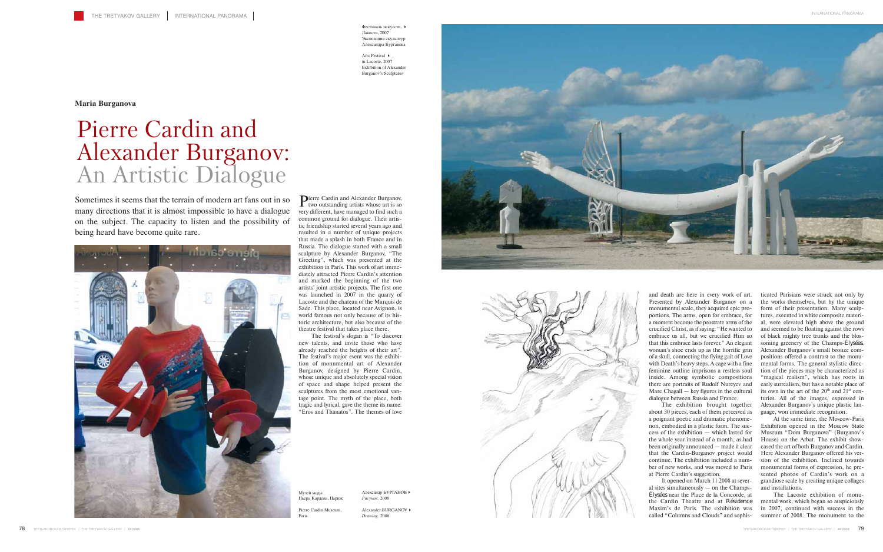**Maria Burganova**

# Pierre Cardin and Alexander Burganov: An Artistic Dialogue

Sometimes it seems that the terrain of modern art fans out in so many directions that it is almost impossible to have a dialogue on the subject. The capacity to listen and the possibility of being heard have become quite rare.

Pierre Cardin and Alexander Burganov, two outstanding artists whose art is so very different, have managed to find such a common ground for dialogue. Their artistic friendship started several years ago and resulted in a number of unique projects that made a splash in both France and in Russia. The dialogue started with a small sculpture by Alexander Burganov, "The Greeting", which was presented at the exhibition in Paris. This work of art immediately attracted Pierre Cardin's attention and marked the beginning of the two artists' joint artistic projects. The first one was launched in 2007 in the quarry of Lacoste and the chateau of the Marquis de Sade. This place, located near Avignon, is world famous not only because of its historic architecture, but also because of the theatre festival that takes place there.

The festival's slogan is "To discover new talents, and invite those who have already reached the heights of their art". The festival's major event was the exhibition of monumental art of Alexander Burganov, designed by Pierre Cardin, whose unique and absolutely special vision of space and shape helped present the sculptures from the most emotional vantage point. The myth of the place, both tragic and lyrical, gave the theme its name: "Eros and Thanatos". The themes of love and death are here in every work of art. Presented by Alexander Burganov on a monumental scale, they acquired epic proportions. The arms, open for embrace, for a moment become the prostrate arms of the crucified Christ, as if saying: "He wanted to embrace us all, but we crucified Him so that this embrace lasts forever." An elegant woman's shoe ends up as the horrific grin of a skull, connecting the flying gait of Love with Death's heavy steps. A cage with a fine feminine outline imprisons a restless soul inside. Among symbolic compositions there are portraits of Rudolf Nureyev and Marc Chagall — key figures in the cultural dialogue between Russia and France.

The exhibition brought together about 30 pieces, each of them perceived as a poignant poetic and dramatic phenomenon, embodied in a plastic form. The success of the exhibition — which lasted for the whole year instead of a month, as had been originally announced — made it clear that the Cardin-Burganov project would continue. The exhibition included a number of new works, and was moved to Paris at Pierre Cardin's suggestion.

It opened on March 11 2008 at several sites simultaneously — on the Champs-Élysées near the Place de la Concorde, at the Cardin Theatre and at Résidence Maxim's de Paris. The exhibition was called "Columns and Clouds" and sophisticated Parisians were struck not only by the works themselves, but by the unique form of their presentation. Many sculptures, executed in white composite material, were elevated high above the ground and seemed to be floating against the rows of black mighty tree trunks and the blossoming greenery of the Champs-Élysées. Alexander Burganov's small bronze compositions offered a contrast to the monumental forms. The general stylistic direction of the pieces may be characterized as "magical realism", which has roots in early surrealism, but has a notable place of its own in the art of the $20^{th}$ and $21^{st}$ centuries. All of the images, expressed in Alexander Burganov's unique plastic language, won immediate recognition.

At the same time, the Moscow-Paris Exhibition opened in the Moscow State Museum "Dom Burganova" (Burganov's House) on the Arbat. The exhibit showcased the art of both Burganov and Cardin. Here Alexander Burganov offered his version of the exhibition. Inclined towards monumental forms of expression, he presented photos of Cardin's work on a grandiose scale by creating unique collages and installations.

The Lacoste exhibition of monumental work, which began so auspiciously in 2007, continued with success in the summer of 2008. The monument to the

Фестиваль искусств, Лакоста, 2007 Экспозиция скульптур Александра Бурганова

Arts Festival in Lacoste, 2007 Exhibition of Alexander Burganov's Sculptures

Музей моды Пьера Кардена, Париж

Pierre Cardin Museum, Paris

Александр БУРГАНОВ *Рисунок*. 2008

Alexander BURGANOV *Drawing*. 2008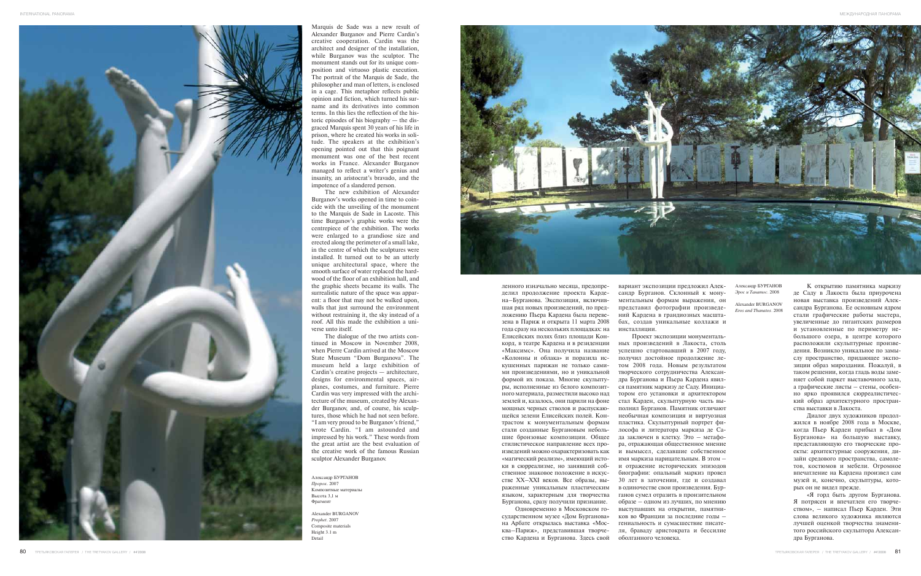Marquis de Sade was a new result of Alexander Burganov and Pierre Cardin's creative cooperation. Cardin was the architect and designer of the installation, while Burganov was the sculptor. The monument stands out for its unique composition and virtuoso plastic execution. The portrait of the Marquis de Sade, the philosopher and man of letters, is enclosed in a cage. This metaphor reflects public opinion and fiction, which turned his surname and its derivatives into common terms. In this lies the reflection of the historic episodes of his biography — the disgraced Marquis spent 30 years of his life in prison, where he created his works in solitude. The speakers at the exhibition's opening pointed out that this poignant monument was one of the best recent works in France. Alexander Burganov managed to reflect a writer's genius and insanity, an aristocrat's bravado, and the impotence of a slandered person.

The new exhibition of Alexander Burganov's works opened in time to coincide with the unveiling of the monument to the Marquis de Sade in Lacoste. This time Burganov's graphic works were the centrepiece of the exhibition. The works were enlarged to a grandiose size and erected along the perimeter of a small lake, in the centre of which the sculptures were installed. It turned out to be an utterly unique architectural space, where the smooth surface of water replaced the hardwood of the floor of an exhibition hall, and the graphic sheets became its walls. The surrealistic nature of the space was apparent: a floor that may not be walked upon, walls that just surround the environment without restraining it, the sky instead of a roof. All this made the exhibition a universe unto itself.

The dialogue of the two artists continued in Moscow in November 2008, when Pierre Cardin arrived at the Moscow State Museum "Dom Burganova". The museum held a large exhibition of Cardin's creative projects — architecture, designs for environmental spaces, airplanes, costumes, and furniture. Pierre Cardin was very impressed with the architecture of the museum, created by Alexander Burganov, and, of course, his sculptures, those which he had not seen before. "I am very proud to be Burganov's friend," wrote Cardin. "I am astounded and impressed by his work." These words from the great artist are the best evaluation of the creative work of the famous Russian sculptor Alexander Burganov.

Александр БУРГАНОВ
*Пророк*. 2007
Композитные материалы
Высота 3,1 м
Фрагмент

Alexander BURGANOV
*Prophet*. 2007
Composite materials
Height 3.1 m
Detail

ленного изначально месяца, предопределил продолжение проекта Кардена–Бурганова. Экспозиция, включившая ряд новых произведений, по предложению Пьера Кардена была перевезена в Париж и открыта 11 марта 2008 года сразу на нескольких площадках: на Елисейских полях близ площади Конкорд, в театре Кардена и в резиденции «Максимс». Она получила название «Колонны и облака» и поразила искушенных парижан не только самими произведениями, но и уникальной формой их показа. Многие скульптуры, исполненные из белого композитного материала, разместили высоко над землей и, казалось, они парили на фоне мощных черных стволов и распускающейся зелени Елисейских полей. Контрастом к монументальным формам стали созданные Бургановым небольшие бронзовые композиции. Общее стилистическое направление всех произведений можно охарактеризовать как «магический реализм», имеющий истоки в сюрреализме, но занявший собственное знаковое положение в искусстве XX–XXI веков. Все образы, выраженные уникальным пластическим языком, характерным для творчества Бурганова, сразу получили признание.

Одновременно в Московском государственном музее «Дом Бурганова» на Арбате открылась выставка «Москва–Париж», представившая творчество Кардена и Бурганова. Здесь свой вариант экспозиции предложил Александр Бурганов. Склонный к монументальным формам выражения, он представил фотографии произведений Кардена в грандиозных масштабах, создав уникальные коллажи и инсталляции.

Проект экспозиции монументальных произведений в Лакоста, столь успешно стартовавший в 2007 году, получил достойное продолжение летом 2008 года. Новым результатом творческого сотрудничества Александра Бурганова и Пьера Кардена явился памятник маркизу де Саду. Инициатором его установки и архитектором стал Карден, скульптурную часть выполнил Бурганов. Памятник отличают необычная композиция и виртуозная пластика. Скульптурный портрет философа и литератора маркиза де Сада заключен в клетку. Это – метафора, отражающая общественное мнение и вымысел, сделавшие собственное имя маркиза нарицательным. В этом – и отражение исторических эпизодов биографии: опальный маркиз провел 30 лет в заточении, где и создавал в одиночестве свои произведения. Бурганов сумел отразить в пронзительном образе – одном из лучших, по мнению выступавших на открытии, памятников во Франции за последние годы – гениальность и сумасшествие писателя, браваду аристократа и бессилие оболганного человека.

Александр БУРГАНОВ
*Эрос и Танатос*. 2008

Alexander BURGANOV
*Eros and Thanatos*. 2008

К открытию памятника маркизу де Саду в Лакоста была приурочена новая выставка произведений Александра Бурганова. Ее основным ядром стали графические работы мастера, увеличенные до гигантских размеров и установленные по периметру небольшого озера, в центре которого расположили скульптурные произведения. Возникло уникальное по замыслу пространство, придающее экспозиции образ мироздания. Пожалуй, в таком решении, когда гладь воды заменяет собой паркет выставочного зала, а графические листы – стены, особенно ярко проявился сюрреалистический образ архитектурного пространства выставки в Лакоста.

Диалог двух художников продолжился в ноябре 2008 года в Москве, когда Пьер Карден прибыл в «Дом Бурганова» на большую выставку, представляющую его творческие проекты: архитектурные сооружения, дизайн средового пространства, самолетов, костюмов и мебели. Огромное впечатление на Кардена произвел сам музей и, конечно, скульптуры, которых он не видел прежде.

«Я горд быть другом Бурганова. Я потрясен и впечатлен его творчеством», – написал Пьер Карден. Эти слова великого художника являются лучшей оценкой творчества знаменитого российского скульптора Александра Бурганова.